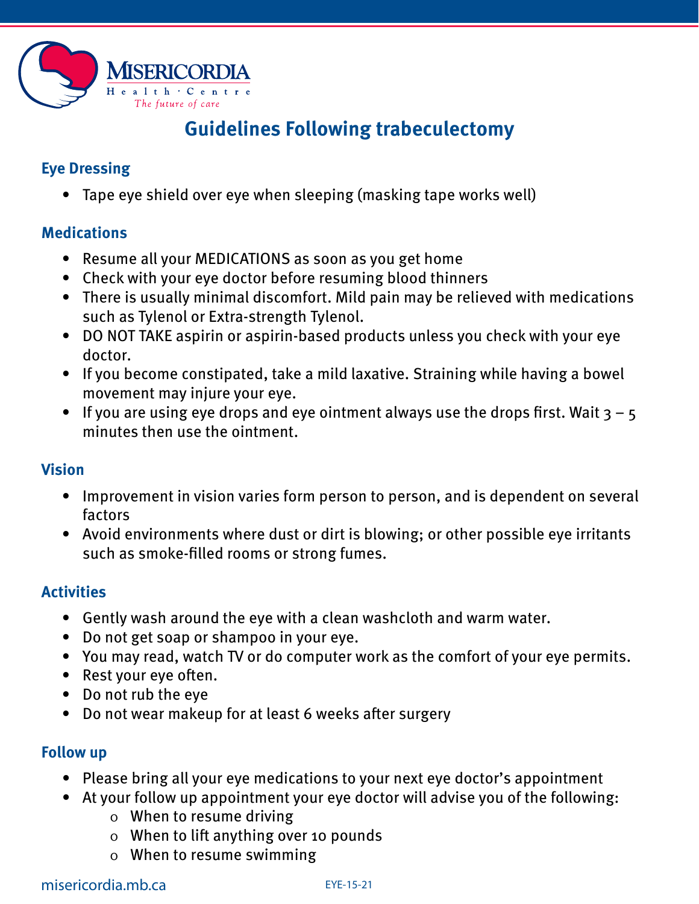MISERICORDIA Health · Centre
*The future of care*

# Guidelines Following trabeculectomy

## Eye Dressing

- Tape eye shield over eye when sleeping (masking tape works well)

## Medications

- Resume all your MEDICATIONS as soon as you get home
- Check with your eye doctor before resuming blood thinners
- There is usually minimal discomfort. Mild pain may be relieved with medications such as Tylenol or Extra-strength Tylenol.
- DO NOT TAKE aspirin or aspirin-based products unless you check with your eye doctor.
- If you become constipated, take a mild laxative. Straining while having a bowel movement may injure your eye.
- If you are using eye drops and eye ointment always use the drops first. Wait 3 – 5 minutes then use the ointment.

## Vision

- Improvement in vision varies form person to person, and is dependent on several factors
- Avoid environments where dust or dirt is blowing; or other possible eye irritants such as smoke-filled rooms or strong fumes.

## Activities

- Gently wash around the eye with a clean washcloth and warm water.
- Do not get soap or shampoo in your eye.
- You may read, watch TV or do computer work as the comfort of your eye permits.
- Rest your eye often.
- Do not rub the eye
- Do not wear makeup for at least 6 weeks after surgery

## Follow up

- Please bring all your eye medications to your next eye doctor's appointment
- At your follow up appointment your eye doctor will advise you of the following:
  - When to resume driving
  - When to lift anything over 10 pounds
  - When to resume swimming

misericordia.mb.ca

EYE-15-21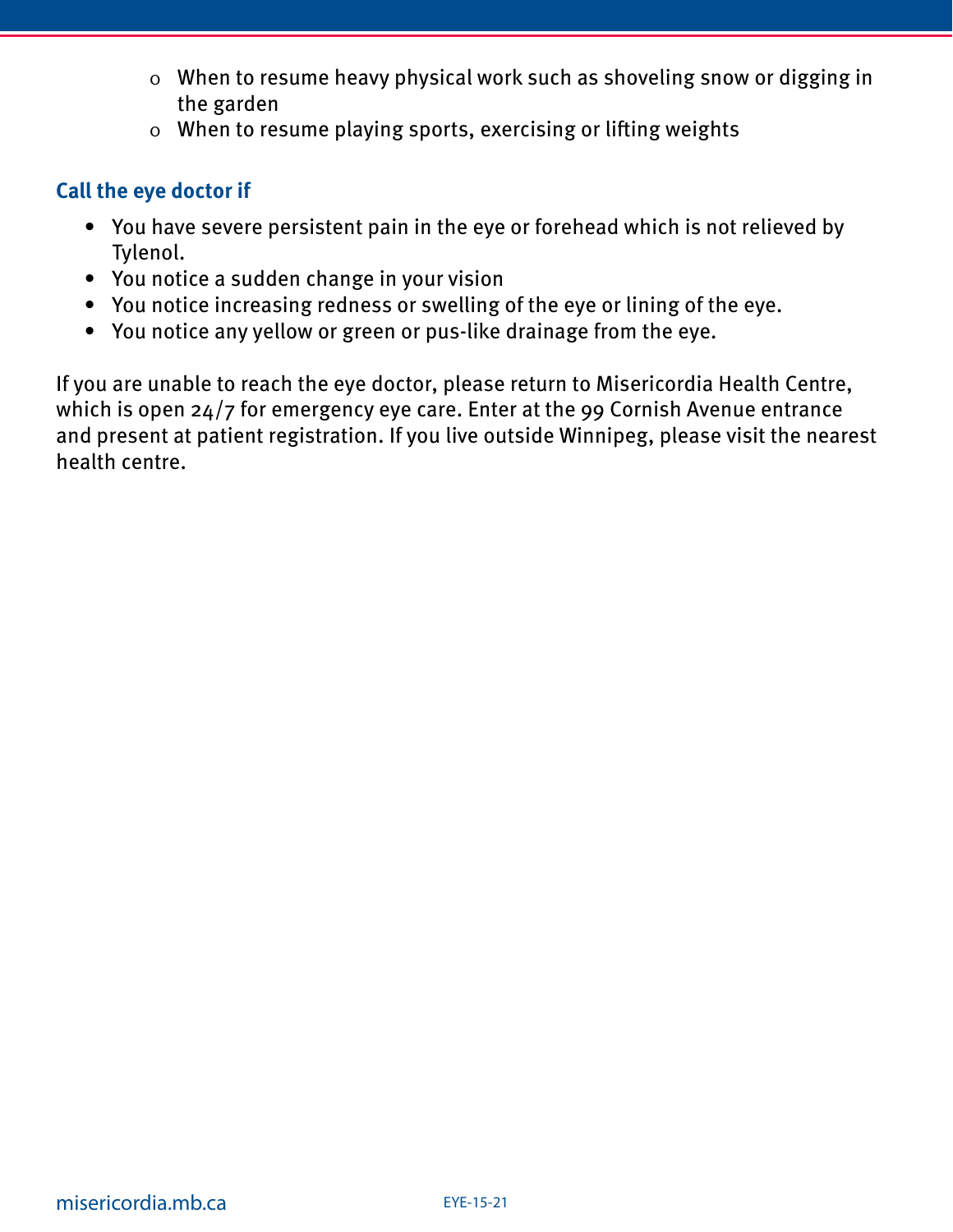- When to resume heavy physical work such as shoveling snow or digging in the garden
- When to resume playing sports, exercising or lifting weights

### Call the eye doctor if

- You have severe persistent pain in the eye or forehead which is not relieved by Tylenol.
- You notice a sudden change in your vision
- You notice increasing redness or swelling of the eye or lining of the eye.
- You notice any yellow or green or pus-like drainage from the eye.

If you are unable to reach the eye doctor, please return to Misericordia Health Centre, which is open 24/7 for emergency eye care. Enter at the 99 Cornish Avenue entrance and present at patient registration. If you live outside Winnipeg, please visit the nearest health centre.